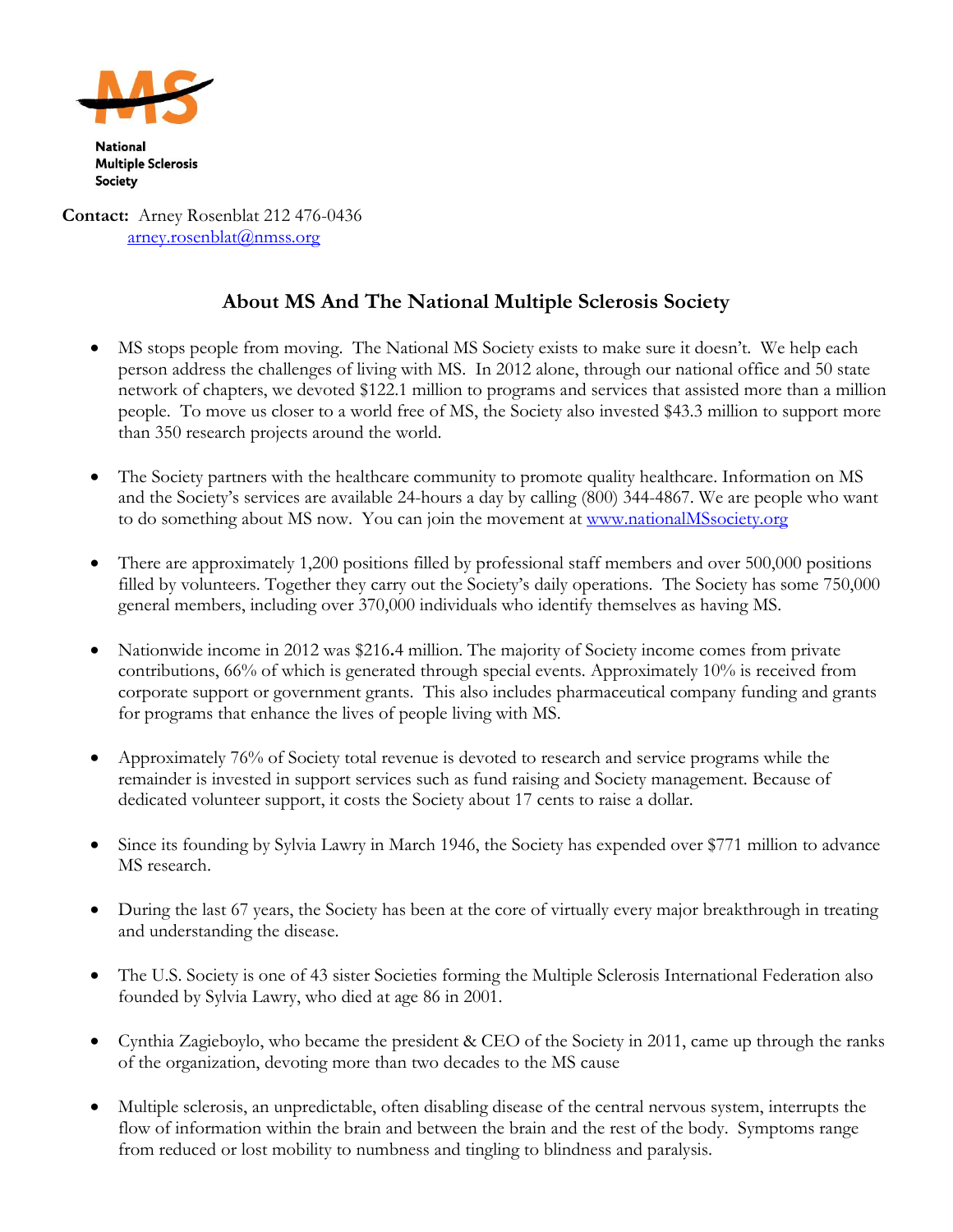MS

National
Multiple Sclerosis
Society

**Contact:** Arney Rosenblat 212 476-0436
arney.rosenblat@nmss.org

## About MS And The National Multiple Sclerosis Society

- MS stops people from moving. The National MS Society exists to make sure it doesn't. We help each person address the challenges of living with MS. In 2012 alone, through our national office and 50 state network of chapters, we devoted $122.1 million to programs and services that assisted more than a million people. To move us closer to a world free of MS, the Society also invested $43.3 million to support more than 350 research projects around the world.

- The Society partners with the healthcare community to promote quality healthcare. Information on MS and the Society's services are available 24-hours a day by calling (800) 344-4867. We are people who want to do something about MS now. You can join the movement at www.nationalMSsociety.org

- There are approximately 1,200 positions filled by professional staff members and over 500,000 positions filled by volunteers. Together they carry out the Society's daily operations. The Society has some 750,000 general members, including over 370,000 individuals who identify themselves as having MS.

- Nationwide income in 2012 was $216.4 million. The majority of Society income comes from private contributions, 66% of which is generated through special events. Approximately 10% is received from corporate support or government grants. This also includes pharmaceutical company funding and grants for programs that enhance the lives of people living with MS.

- Approximately 76% of Society total revenue is devoted to research and service programs while the remainder is invested in support services such as fund raising and Society management. Because of dedicated volunteer support, it costs the Society about 17 cents to raise a dollar.

- Since its founding by Sylvia Lawry in March 1946, the Society has expended over $771 million to advance MS research.

- During the last 67 years, the Society has been at the core of virtually every major breakthrough in treating and understanding the disease.

- The U.S. Society is one of 43 sister Societies forming the Multiple Sclerosis International Federation also founded by Sylvia Lawry, who died at age 86 in 2001.

- Cynthia Zagieboylo, who became the president & CEO of the Society in 2011, came up through the ranks of the organization, devoting more than two decades to the MS cause

- Multiple sclerosis, an unpredictable, often disabling disease of the central nervous system, interrupts the flow of information within the brain and between the brain and the rest of the body. Symptoms range from reduced or lost mobility to numbness and tingling to blindness and paralysis.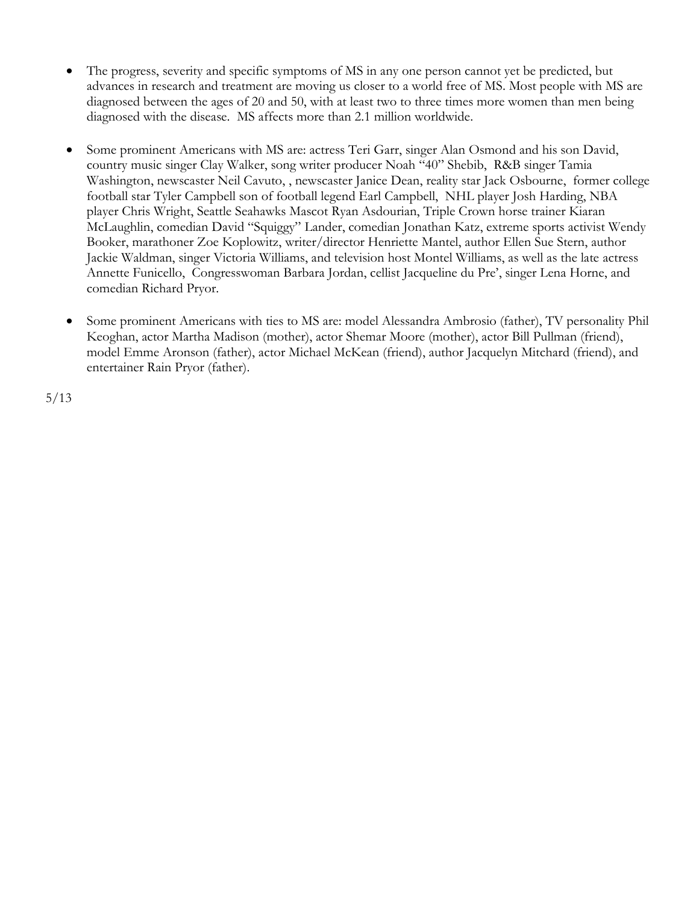- The progress, severity and specific symptoms of MS in any one person cannot yet be predicted, but advances in research and treatment are moving us closer to a world free of MS. Most people with MS are diagnosed between the ages of 20 and 50, with at least two to three times more women than men being diagnosed with the disease. MS affects more than 2.1 million worldwide.

- Some prominent Americans with MS are: actress Teri Garr, singer Alan Osmond and his son David, country music singer Clay Walker, song writer producer Noah "40" Shebib, R&B singer Tamia Washington, newscaster Neil Cavuto, , newscaster Janice Dean, reality star Jack Osbourne, former college football star Tyler Campbell son of football legend Earl Campbell, NHL player Josh Harding, NBA player Chris Wright, Seattle Seahawks Mascot Ryan Asdourian, Triple Crown horse trainer Kiaran McLaughlin, comedian David "Squiggy" Lander, comedian Jonathan Katz, extreme sports activist Wendy Booker, marathoner Zoe Koplowitz, writer/director Henriette Mantel, author Ellen Sue Stern, author Jackie Waldman, singer Victoria Williams, and television host Montel Williams, as well as the late actress Annette Funicello, Congresswoman Barbara Jordan, cellist Jacqueline du Pre', singer Lena Horne, and comedian Richard Pryor.

- Some prominent Americans with ties to MS are: model Alessandra Ambrosio (father), TV personality Phil Keoghan, actor Martha Madison (mother), actor Shemar Moore (mother), actor Bill Pullman (friend), model Emme Aronson (father), actor Michael McKean (friend), author Jacquelyn Mitchard (friend), and entertainer Rain Pryor (father).

5/13